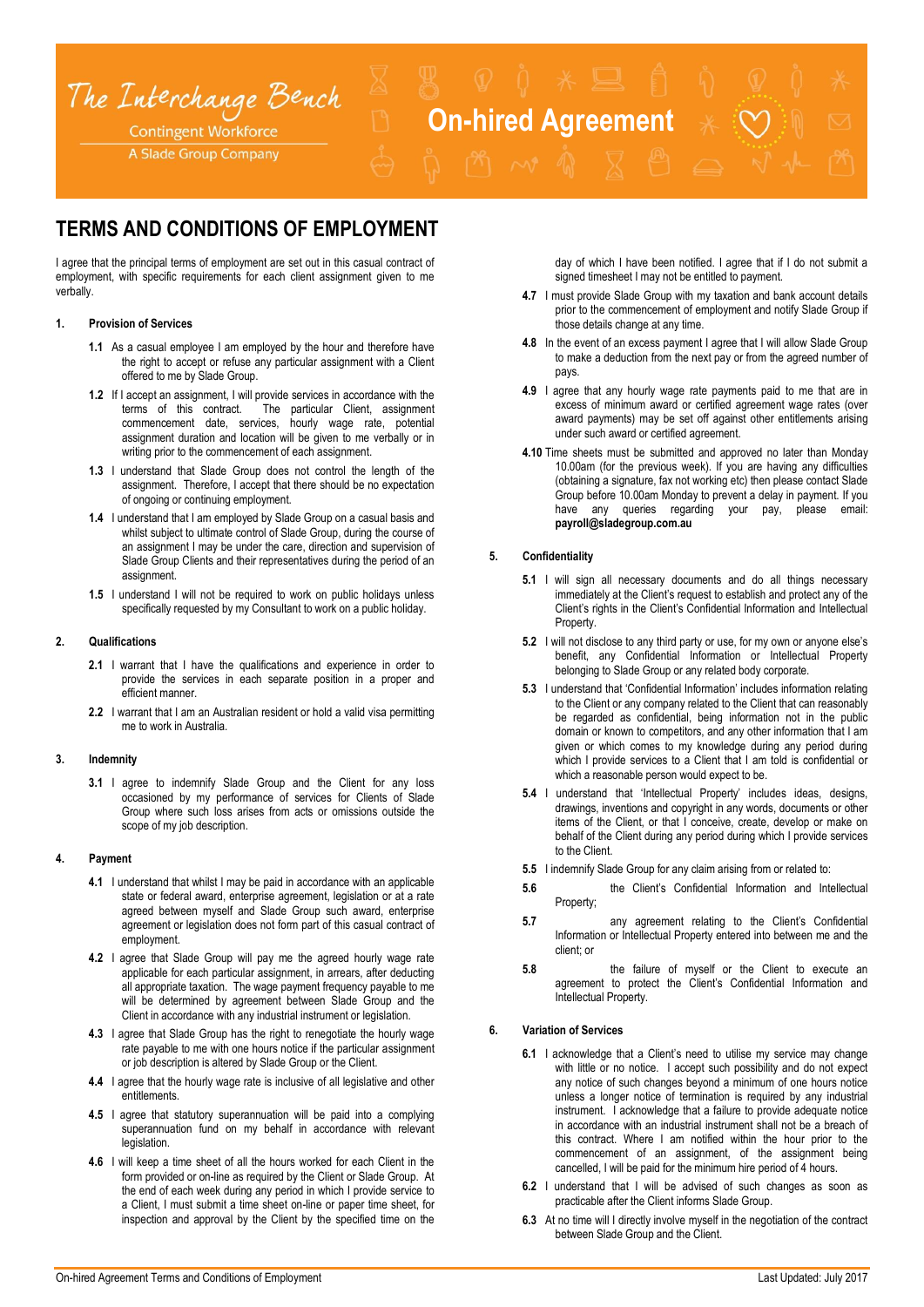The Interchange Bench

Contingent Workforce

A Slade Group Company

# On-hired Agreement

## TERMS AND CONDITIONS OF EMPLOYMENT

I agree that the principal terms of employment are set out in this casual contract of employment, with specific requirements for each client assignment given to me verbally.

### 1. Provision of Services

**1.1** As a casual employee I am employed by the hour and therefore have the right to accept or refuse any particular assignment with a Client offered to me by Slade Group.

**1.2** If I accept an assignment, I will provide services in accordance with the terms of this contract. The particular Client, assignment commencement date, services, hourly wage rate, potential assignment duration and location will be given to me verbally or in writing prior to the commencement of each assignment.

**1.3** I understand that Slade Group does not control the length of the assignment. Therefore, I accept that there should be no expectation of ongoing or continuing employment.

**1.4** I understand that I am employed by Slade Group on a casual basis and whilst subject to ultimate control of Slade Group, during the course of an assignment I may be under the care, direction and supervision of Slade Group Clients and their representatives during the period of an assignment.

**1.5** I understand I will not be required to work on public holidays unless specifically requested by my Consultant to work on a public holiday.

### 2. Qualifications

**2.1** I warrant that I have the qualifications and experience in order to provide the services in each separate position in a proper and efficient manner.

**2.2** I warrant that I am an Australian resident or hold a valid visa permitting me to work in Australia.

### 3. Indemnity

**3.1** I agree to indemnify Slade Group and the Client for any loss occasioned by my performance of services for Clients of Slade Group where such loss arises from acts or omissions outside the scope of my job description.

### 4. Payment

**4.1** I understand that whilst I may be paid in accordance with an applicable state or federal award, enterprise agreement, legislation or at a rate agreed between myself and Slade Group such award, enterprise agreement or legislation does not form part of this casual contract of employment.

**4.2** I agree that Slade Group will pay me the agreed hourly wage rate applicable for each particular assignment, in arrears, after deducting all appropriate taxation. The wage payment frequency payable to me will be determined by agreement between Slade Group and the Client in accordance with any industrial instrument or legislation.

**4.3** I agree that Slade Group has the right to renegotiate the hourly wage rate payable to me with one hours notice if the particular assignment or job description is altered by Slade Group or the Client.

**4.4** I agree that the hourly wage rate is inclusive of all legislative and other entitlements.

**4.5** I agree that statutory superannuation will be paid into a complying superannuation fund on my behalf in accordance with relevant legislation.

**4.6** I will keep a time sheet of all the hours worked for each Client in the form provided or on-line as required by the Client or Slade Group. At the end of each week during any period in which I provide service to a Client, I must submit a time sheet on-line or paper time sheet, for inspection and approval by the Client by the specified time on the day of which I have been notified. I agree that if I do not submit a signed timesheet I may not be entitled to payment.

**4.7** I must provide Slade Group with my taxation and bank account details prior to the commencement of employment and notify Slade Group if those details change at any time.

**4.8** In the event of an excess payment I agree that I will allow Slade Group to make a deduction from the next pay or from the agreed number of pays.

**4.9** I agree that any hourly wage rate payments paid to me that are in excess of minimum award or certified agreement wage rates (over award payments) may be set off against other entitlements arising under such award or certified agreement.

**4.10** Time sheets must be submitted and approved no later than Monday 10.00am (for the previous week). If you are having any difficulties (obtaining a signature, fax not working etc) then please contact Slade Group before 10.00am Monday to prevent a delay in payment. If you have any queries regarding your pay, please email: **payroll@sladegroup.com.au**

### 5. Confidentiality

**5.1** I will sign all necessary documents and do all things necessary immediately at the Client's request to establish and protect any of the Client's rights in the Client's Confidential Information and Intellectual Property.

**5.2** I will not disclose to any third party or use, for my own or anyone else's benefit, any Confidential Information or Intellectual Property belonging to Slade Group or any related body corporate.

**5.3** I understand that 'Confidential Information' includes information relating to the Client or any company related to the Client that can reasonably be regarded as confidential, being information not in the public domain or known to competitors, and any other information that I am given or which comes to my knowledge during any period during which I provide services to a Client that I am told is confidential or which a reasonable person would expect to be.

**5.4** I understand that 'Intellectual Property' includes ideas, designs, drawings, inventions and copyright in any words, documents or other items of the Client, or that I conceive, create, develop or make on behalf of the Client during any period during which I provide services to the Client.

**5.5** I indemnify Slade Group for any claim arising from or related to:

**5.6** the Client's Confidential Information and Intellectual Property;

**5.7** any agreement relating to the Client's Confidential Information or Intellectual Property entered into between me and the client; or

**5.8** the failure of myself or the Client to execute an agreement to protect the Client's Confidential Information and Intellectual Property.

### 6. Variation of Services

**6.1** I acknowledge that a Client's need to utilise my service may change with little or no notice. I accept such possibility and do not expect any notice of such changes beyond a minimum of one hours notice unless a longer notice of termination is required by any industrial instrument. I acknowledge that a failure to provide adequate notice in accordance with an industrial instrument shall not be a breach of this contract. Where I am notified within the hour prior to the commencement of an assignment, of the assignment being cancelled, I will be paid for the minimum hire period of 4 hours.

**6.2** I understand that I will be advised of such changes as soon as practicable after the Client informs Slade Group.

**6.3** At no time will I directly involve myself in the negotiation of the contract between Slade Group and the Client.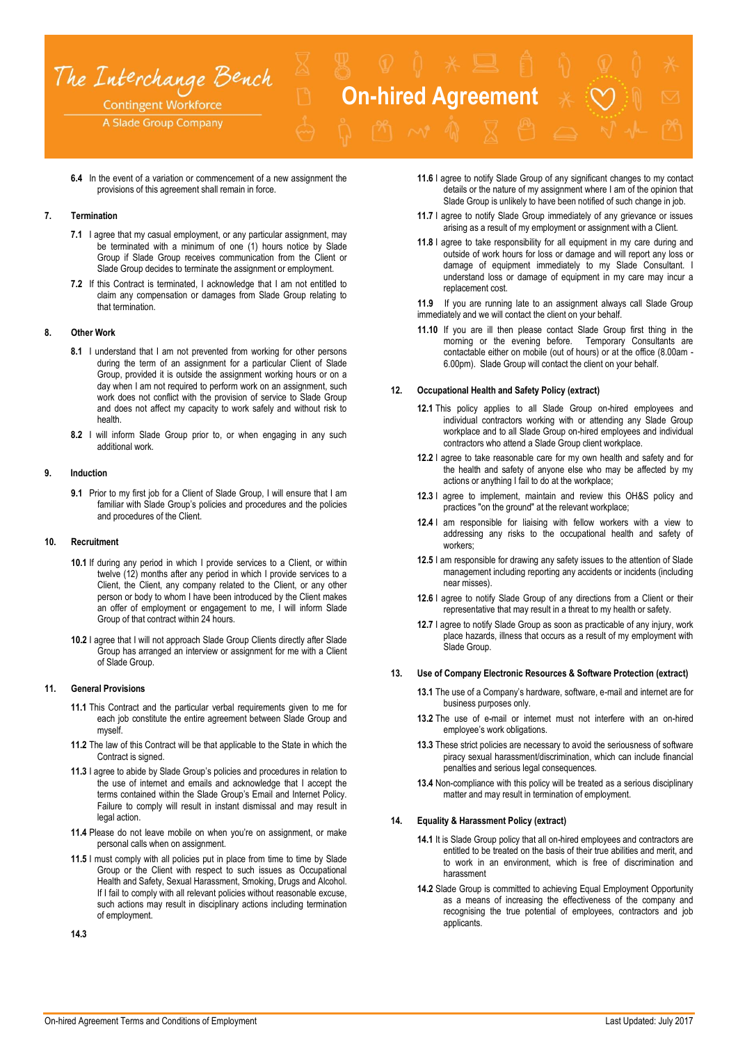**6.4** In the event of a variation or commencement of a new assignment the provisions of this agreement shall remain in force.

## 7. Termination

**7.1** I agree that my casual employment, or any particular assignment, may be terminated with a minimum of one (1) hours notice by Slade Group if Slade Group receives communication from the Client or Slade Group decides to terminate the assignment or employment.

**7.2** If this Contract is terminated, I acknowledge that I am not entitled to claim any compensation or damages from Slade Group relating to that termination.

## 8. Other Work

**8.1** I understand that I am not prevented from working for other persons during the term of an assignment for a particular Client of Slade Group, provided it is outside the assignment working hours or on a day when I am not required to perform work on an assignment, such work does not conflict with the provision of service to Slade Group and does not affect my capacity to work safely and without risk to health.

**8.2** I will inform Slade Group prior to, or when engaging in any such additional work.

## 9. Induction

**9.1** Prior to my first job for a Client of Slade Group, I will ensure that I am familiar with Slade Group's policies and procedures and the policies and procedures of the Client.

## 10. Recruitment

**10.1** If during any period in which I provide services to a Client, or within twelve (12) months after any period in which I provide services to a Client, the Client, any company related to the Client, or any other person or body to whom I have been introduced by the Client makes an offer of employment or engagement to me, I will inform Slade Group of that contract within 24 hours.

**10.2** I agree that I will not approach Slade Group Clients directly after Slade Group has arranged an interview or assignment for me with a Client of Slade Group.

## 11. General Provisions

**11.1** This Contract and the particular verbal requirements given to me for each job constitute the entire agreement between Slade Group and myself.

**11.2** The law of this Contract will be that applicable to the State in which the Contract is signed.

**11.3** I agree to abide by Slade Group's policies and procedures in relation to the use of internet and emails and acknowledge that I accept the terms contained within the Slade Group's Email and Internet Policy. Failure to comply will result in instant dismissal and may result in legal action.

**11.4** Please do not leave mobile on when you're on assignment, or make personal calls when on assignment.

**11.5** I must comply with all policies put in place from time to time by Slade Group or the Client with respect to such issues as Occupational Health and Safety, Sexual Harassment, Smoking, Drugs and Alcohol. If I fail to comply with all relevant policies without reasonable excuse, such actions may result in disciplinary actions including termination of employment.

**11.6** I agree to notify Slade Group of any significant changes to my contact details or the nature of my assignment where I am of the opinion that Slade Group is unlikely to have been notified of such change in job.

**11.7** I agree to notify Slade Group immediately of any grievance or issues arising as a result of my employment or assignment with a Client.

**11.8** I agree to take responsibility for all equipment in my care during and outside of work hours for loss or damage and will report any loss or damage of equipment immediately to my Slade Consultant. I understand loss or damage of equipment in my care may incur a replacement cost.

**11.9** If you are running late to an assignment always call Slade Group immediately and we will contact the client on your behalf.

**11.10** If you are ill then please contact Slade Group first thing in the morning or the evening before. Temporary Consultants are contactable either on mobile (out of hours) or at the office (8.00am - 6.00pm). Slade Group will contact the client on your behalf.

## 12. Occupational Health and Safety Policy (extract)

**12.1** This policy applies to all Slade Group on-hired employees and individual contractors working with or attending any Slade Group workplace and to all Slade Group on-hired employees and individual contractors who attend a Slade Group client workplace.

**12.2** I agree to take reasonable care for my own health and safety and for the health and safety of anyone else who may be affected by my actions or anything I fail to do at the workplace;

**12.3** I agree to implement, maintain and review this OH&S policy and practices "on the ground" at the relevant workplace;

**12.4** I am responsible for liaising with fellow workers with a view to addressing any risks to the occupational health and safety of workers;

**12.5** I am responsible for drawing any safety issues to the attention of Slade management including reporting any accidents or incidents (including near misses).

**12.6** I agree to notify Slade Group of any directions from a Client or their representative that may result in a threat to my health or safety.

**12.7** I agree to notify Slade Group as soon as practicable of any injury, work place hazards, illness that occurs as a result of my employment with Slade Group.

## 13. Use of Company Electronic Resources & Software Protection (extract)

**13.1** The use of a Company's hardware, software, e-mail and internet are for business purposes only.

**13.2** The use of e-mail or internet must not interfere with an on-hired employee's work obligations.

**13.3** These strict policies are necessary to avoid the seriousness of software piracy sexual harassment/discrimination, which can include financial penalties and serious legal consequences.

**13.4** Non-compliance with this policy will be treated as a serious disciplinary matter and may result in termination of employment.

## 14. Equality & Harassment Policy (extract)

**14.1** It is Slade Group policy that all on-hired employees and contractors are entitled to be treated on the basis of their true abilities and merit, and to work in an environment, which is free of discrimination and harassment

**14.2** Slade Group is committed to achieving Equal Employment Opportunity as a means of increasing the effectiveness of the company and recognising the true potential of employees, contractors and job applicants.

**14.3**